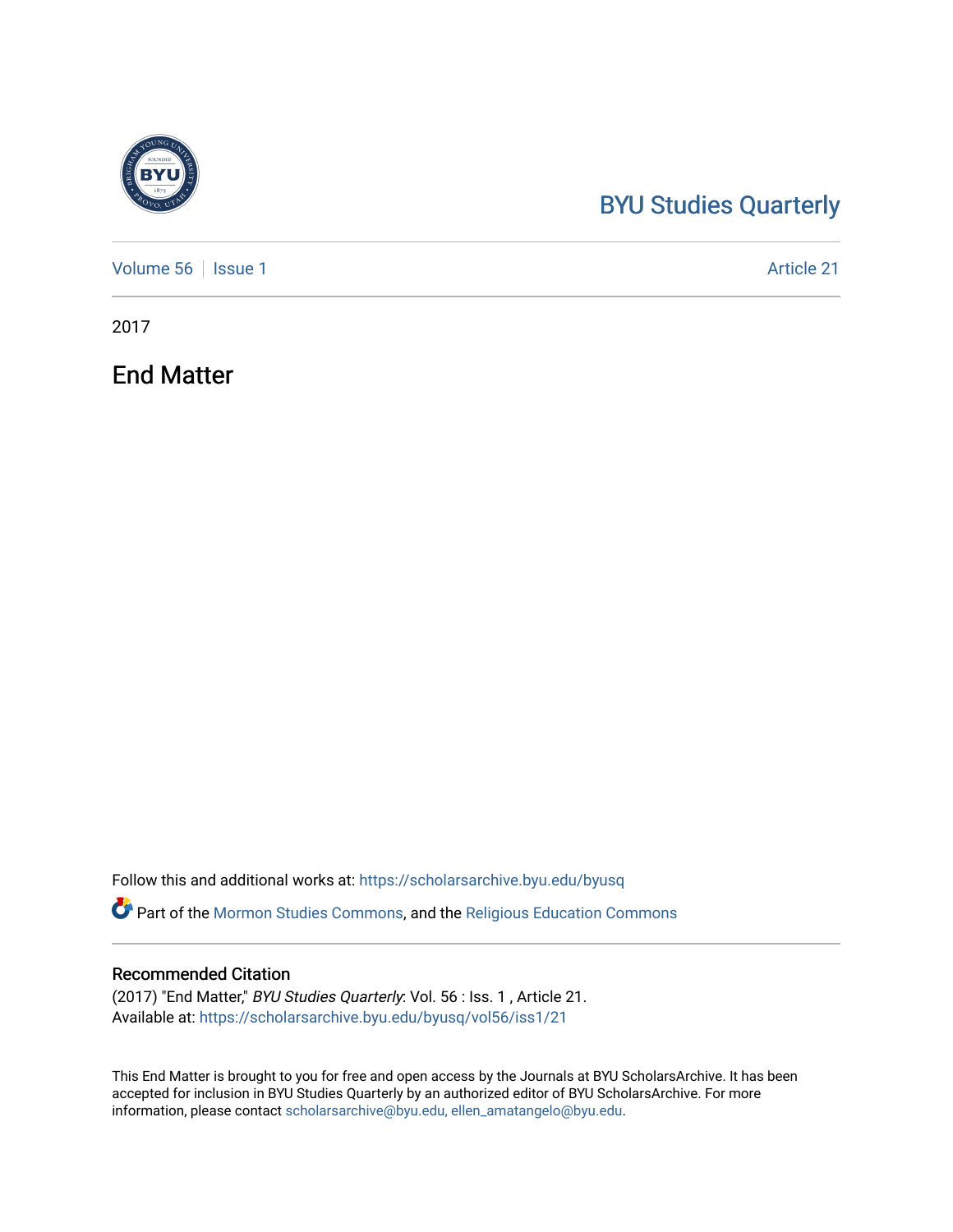BYU Studies Quarterly

Volume 56 | Issue 1 | Article 21

2017

# End Matter

Follow this and additional works at: https://scholarsarchive.byu.edu/byusq

Part of the Mormon Studies Commons, and the Religious Education Commons

## Recommended Citation

(2017) "End Matter," *BYU Studies Quarterly*: Vol. 56 : Iss. 1 , Article 21.
Available at: https://scholarsarchive.byu.edu/byusq/vol56/iss1/21

This End Matter is brought to you for free and open access by the Journals at BYU ScholarsArchive. It has been accepted for inclusion in BYU Studies Quarterly by an authorized editor of BYU ScholarsArchive. For more information, please contact scholarsarchive@byu.edu, ellen_amatangelo@byu.edu.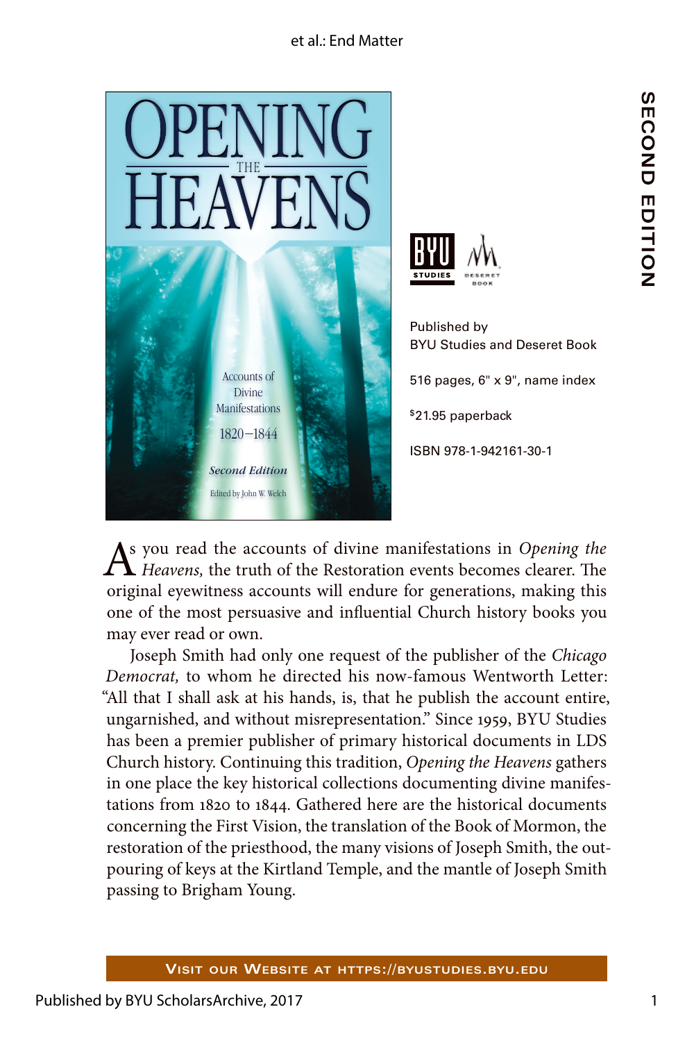SECOND EDITION

# OPENING THE HEAVENS

Accounts of Divine Manifestations 1820–1844

*Second Edition*

Edited by John W. Welch

BYU STUDIES · DESERET BOOK

Published by
BYU Studies and Deseret Book

516 pages, 6" x 9", name index

$21.95 paperback

ISBN 978-1-942161-30-1

As you read the accounts of divine manifestations in *Opening the Heavens,* the truth of the Restoration events becomes clearer. The original eyewitness accounts will endure for generations, making this one of the most persuasive and influential Church history books you may ever read or own.

Joseph Smith had only one request of the publisher of the *Chicago Democrat,* to whom he directed his now-famous Wentworth Letter: "All that I shall ask at his hands, is, that he publish the account entire, ungarnished, and without misrepresentation." Since 1959, BYU Studies has been a premier publisher of primary historical documents in LDS Church history. Continuing this tradition, *Opening the Heavens* gathers in one place the key historical collections documenting divine manifestations from 1820 to 1844. Gathered here are the historical documents concerning the First Vision, the translation of the Book of Mormon, the restoration of the priesthood, the many visions of Joseph Smith, the outpouring of keys at the Kirtland Temple, and the mantle of Joseph Smith passing to Brigham Young.

**Visit our Website at https://byustudies.byu.edu**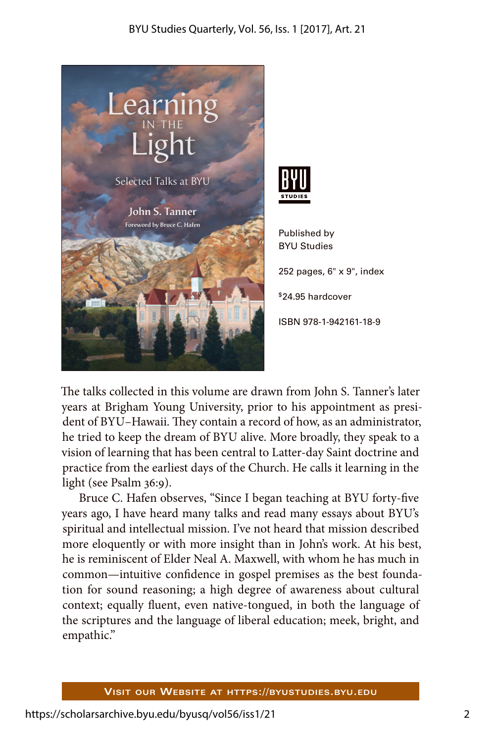Learning in the Light

Selected Talks at BYU

John S. Tanner

Foreword by Bruce C. Hafen

BYU STUDIES

Published by BYU Studies

252 pages, 6" x 9", index

$24.95 hardcover

ISBN 978-1-942161-18-9

The talks collected in this volume are drawn from John S. Tanner's later years at Brigham Young University, prior to his appointment as president of BYU–Hawaii. They contain a record of how, as an administrator, he tried to keep the dream of BYU alive. More broadly, they speak to a vision of learning that has been central to Latter-day Saint doctrine and practice from the earliest days of the Church. He calls it learning in the light (see Psalm 36:9).

Bruce C. Hafen observes, "Since I began teaching at BYU forty-five years ago, I have heard many talks and read many essays about BYU's spiritual and intellectual mission. I've not heard that mission described more eloquently or with more insight than in John's work. At his best, he is reminiscent of Elder Neal A. Maxwell, with whom he has much in common—intuitive confidence in gospel premises as the best foundation for sound reasoning; a high degree of awareness about cultural context; equally fluent, even native-tongued, in both the language of the scriptures and the language of liberal education; meek, bright, and empathic."

**Visit our Website at https://byustudies.byu.edu**